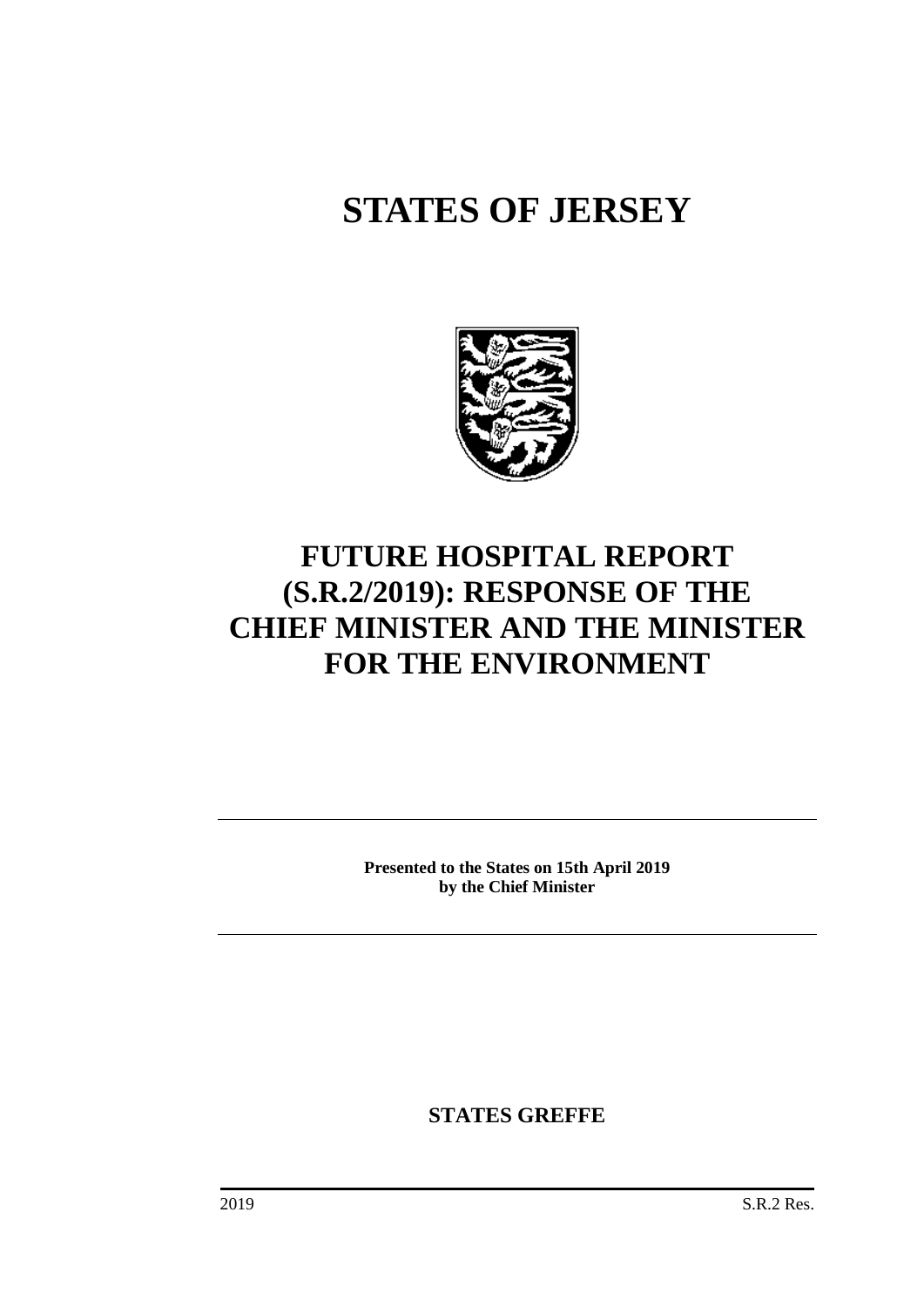# STATES OF JERSEY

# FUTURE HOSPITAL REPORT (S.R.2/2019): RESPONSE OF THE CHIEF MINISTER AND THE MINISTER FOR THE ENVIRONMENT

**Presented to the States on 15th April 2019 by the Chief Minister**

**STATES GREFFE**

2019 S.R.2 Res.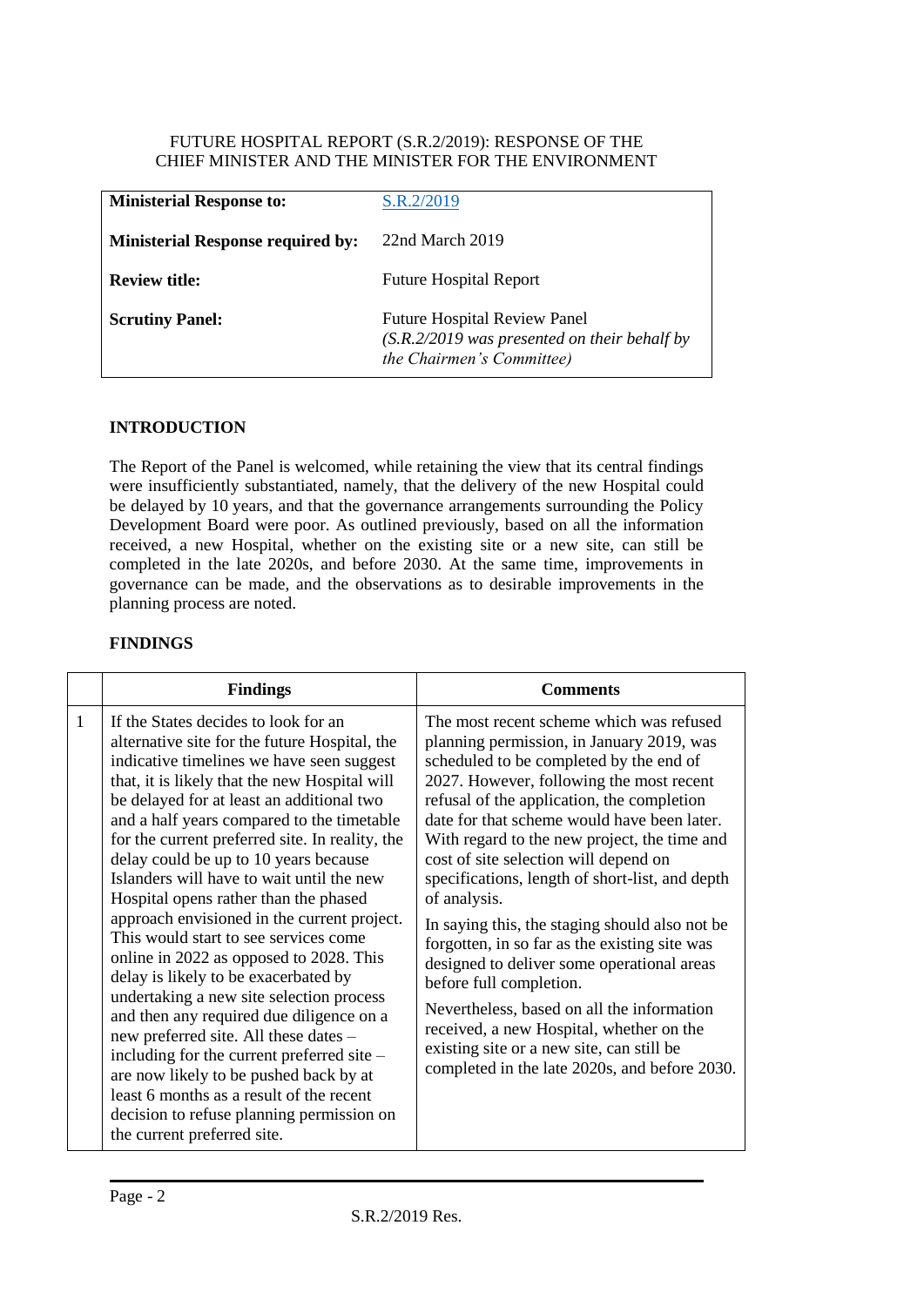FUTURE HOSPITAL REPORT (S.R.2/2019): RESPONSE OF THE CHIEF MINISTER AND THE MINISTER FOR THE ENVIRONMENT

| | |
|---|---|
| **Ministerial Response to:** | S.R.2/2019 |
| **Ministerial Response required by:** | 22nd March 2019 |
| **Review title:** | Future Hospital Report |
| **Scrutiny Panel:** | Future Hospital Review Panel *(S.R.2/2019 was presented on their behalf by the Chairmen's Committee)* |

## INTRODUCTION

The Report of the Panel is welcomed, while retaining the view that its central findings were insufficiently substantiated, namely, that the delivery of the new Hospital could be delayed by 10 years, and that the governance arrangements surrounding the Policy Development Board were poor. As outlined previously, based on all the information received, a new Hospital, whether on the existing site or a new site, can still be completed in the late 2020s, and before 2030. At the same time, improvements in governance can be made, and the observations as to desirable improvements in the planning process are noted.

## FINDINGS

| | Findings | Comments |
|---|---|---|
| 1 | If the States decides to look for an alternative site for the future Hospital, the indicative timelines we have seen suggest that, it is likely that the new Hospital will be delayed for at least an additional two and a half years compared to the timetable for the current preferred site. In reality, the delay could be up to 10 years because Islanders will have to wait until the new Hospital opens rather than the phased approach envisioned in the current project. This would start to see services come online in 2022 as opposed to 2028. This delay is likely to be exacerbated by undertaking a new site selection process and then any required due diligence on a new preferred site. All these dates – including for the current preferred site – are now likely to be pushed back by at least 6 months as a result of the recent decision to refuse planning permission on the current preferred site. | The most recent scheme which was refused planning permission, in January 2019, was scheduled to be completed by the end of 2027. However, following the most recent refusal of the application, the completion date for that scheme would have been later. With regard to the new project, the time and cost of site selection will depend on specifications, length of short-list, and depth of analysis.<br><br>In saying this, the staging should also not be forgotten, in so far as the existing site was designed to deliver some operational areas before full completion.<br><br>Nevertheless, based on all the information received, a new Hospital, whether on the existing site or a new site, can still be completed in the late 2020s, and before 2030. |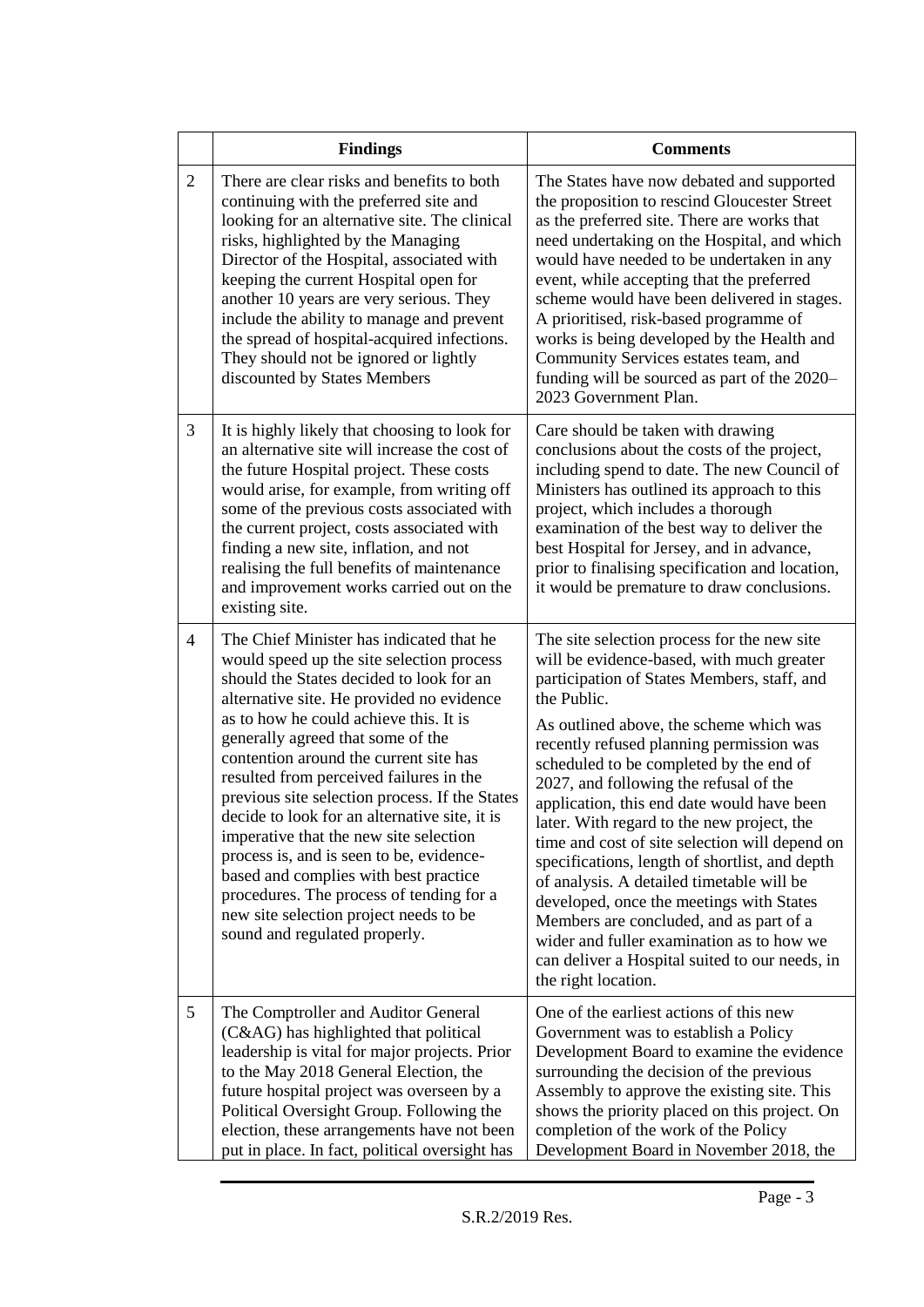|  | **Findings** | **Comments** |
|---|---|---|
| 2 | There are clear risks and benefits to both continuing with the preferred site and looking for an alternative site. The clinical risks, highlighted by the Managing Director of the Hospital, associated with keeping the current Hospital open for another 10 years are very serious. They include the ability to manage and prevent the spread of hospital-acquired infections. They should not be ignored or lightly discounted by States Members | The States have now debated and supported the proposition to rescind Gloucester Street as the preferred site. There are works that need undertaking on the Hospital, and which would have needed to be undertaken in any event, while accepting that the preferred scheme would have been delivered in stages. A prioritised, risk-based programme of works is being developed by the Health and Community Services estates team, and funding will be sourced as part of the 2020–2023 Government Plan. |
| 3 | It is highly likely that choosing to look for an alternative site will increase the cost of the future Hospital project. These costs would arise, for example, from writing off some of the previous costs associated with the current project, costs associated with finding a new site, inflation, and not realising the full benefits of maintenance and improvement works carried out on the existing site. | Care should be taken with drawing conclusions about the costs of the project, including spend to date. The new Council of Ministers has outlined its approach to this project, which includes a thorough examination of the best way to deliver the best Hospital for Jersey, and in advance, prior to finalising specification and location, it would be premature to draw conclusions. |
| 4 | The Chief Minister has indicated that he would speed up the site selection process should the States decided to look for an alternative site. He provided no evidence as to how he could achieve this. It is generally agreed that some of the contention around the current site has resulted from perceived failures in the previous site selection process. If the States decide to look for an alternative site, it is imperative that the new site selection process is, and is seen to be, evidence-based and complies with best practice procedures. The process of tending for a new site selection project needs to be sound and regulated properly. | The site selection process for the new site will be evidence-based, with much greater participation of States Members, staff, and the Public.<br><br>As outlined above, the scheme which was recently refused planning permission was scheduled to be completed by the end of 2027, and following the refusal of the application, this end date would have been later. With regard to the new project, the time and cost of site selection will depend on specifications, length of shortlist, and depth of analysis. A detailed timetable will be developed, once the meetings with States Members are concluded, and as part of a wider and fuller examination as to how we can deliver a Hospital suited to our needs, in the right location. |
| 5 | The Comptroller and Auditor General (C&AG) has highlighted that political leadership is vital for major projects. Prior to the May 2018 General Election, the future hospital project was overseen by a Political Oversight Group. Following the election, these arrangements have not been put in place. In fact, political oversight has | One of the earliest actions of this new Government was to establish a Policy Development Board to examine the evidence surrounding the decision of the previous Assembly to approve the existing site. This shows the priority placed on this project. On completion of the work of the Policy Development Board in November 2018, the |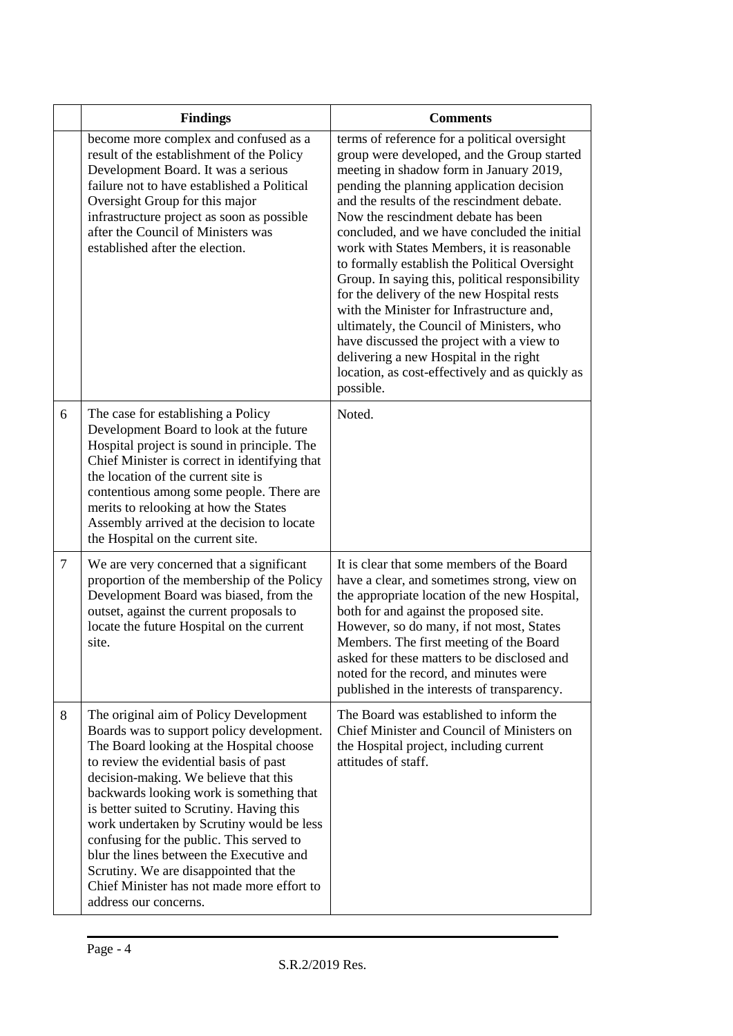| | Findings | Comments |
|---|---|---|
| | become more complex and confused as a result of the establishment of the Policy Development Board. It was a serious failure not to have established a Political Oversight Group for this major infrastructure project as soon as possible after the Council of Ministers was established after the election. | terms of reference for a political oversight group were developed, and the Group started meeting in shadow form in January 2019, pending the planning application decision and the results of the rescindment debate. Now the rescindment debate has been concluded, and we have concluded the initial work with States Members, it is reasonable to formally establish the Political Oversight Group. In saying this, political responsibility for the delivery of the new Hospital rests with the Minister for Infrastructure and, ultimately, the Council of Ministers, who have discussed the project with a view to delivering a new Hospital in the right location, as cost-effectively and as quickly as possible. |
| 6 | The case for establishing a Policy Development Board to look at the future Hospital project is sound in principle. The Chief Minister is correct in identifying that the location of the current site is contentious among some people. There are merits to relooking at how the States Assembly arrived at the decision to locate the Hospital on the current site. | Noted. |
| 7 | We are very concerned that a significant proportion of the membership of the Policy Development Board was biased, from the outset, against the current proposals to locate the future Hospital on the current site. | It is clear that some members of the Board have a clear, and sometimes strong, view on the appropriate location of the new Hospital, both for and against the proposed site. However, so do many, if not most, States Members. The first meeting of the Board asked for these matters to be disclosed and noted for the record, and minutes were published in the interests of transparency. |
| 8 | The original aim of Policy Development Boards was to support policy development. The Board looking at the Hospital choose to review the evidential basis of past decision-making. We believe that this backwards looking work is something that is better suited to Scrutiny. Having this work undertaken by Scrutiny would be less confusing for the public. This served to blur the lines between the Executive and Scrutiny. We are disappointed that the Chief Minister has not made more effort to address our concerns. | The Board was established to inform the Chief Minister and Council of Ministers on the Hospital project, including current attitudes of staff. |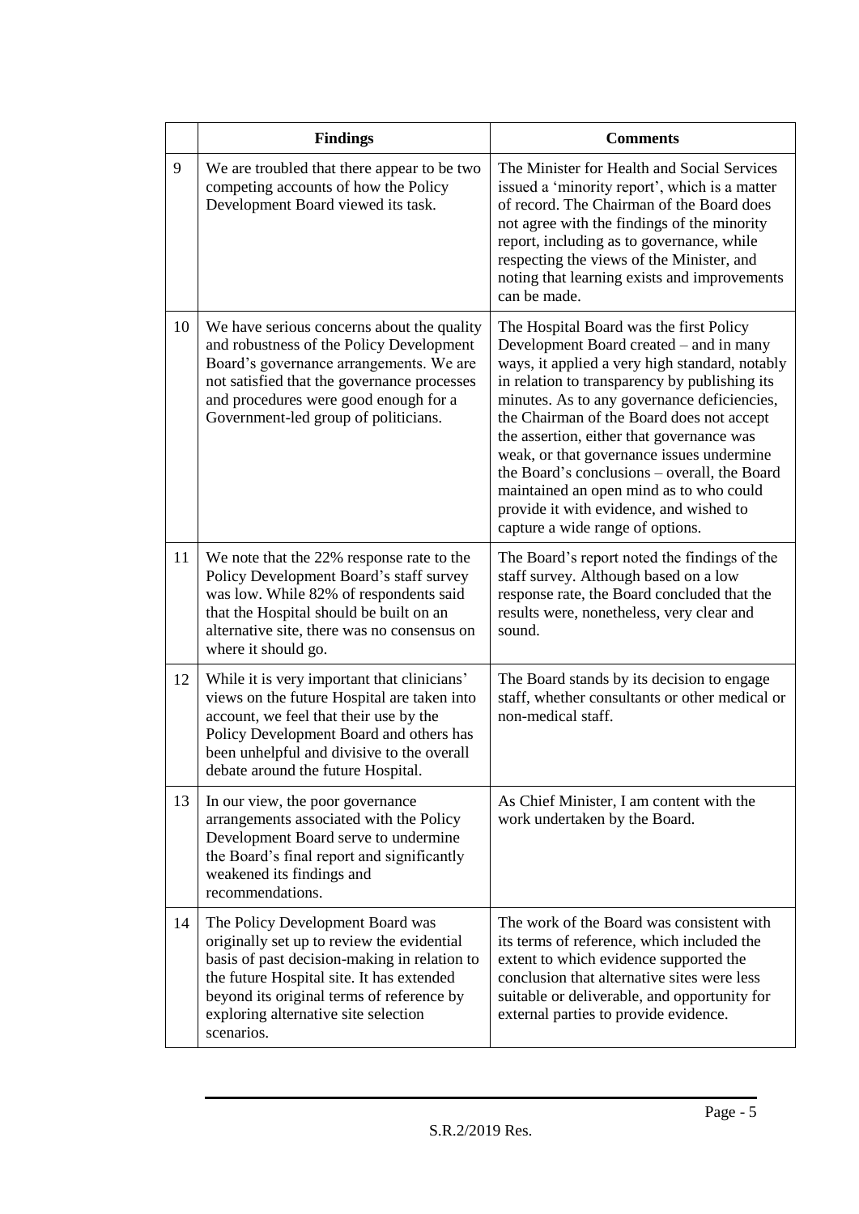| | Findings | Comments |
|---|---|---|
| 9 | We are troubled that there appear to be two competing accounts of how the Policy Development Board viewed its task. | The Minister for Health and Social Services issued a 'minority report', which is a matter of record. The Chairman of the Board does not agree with the findings of the minority report, including as to governance, while respecting the views of the Minister, and noting that learning exists and improvements can be made. |
| 10 | We have serious concerns about the quality and robustness of the Policy Development Board's governance arrangements. We are not satisfied that the governance processes and procedures were good enough for a Government-led group of politicians. | The Hospital Board was the first Policy Development Board created – and in many ways, it applied a very high standard, notably in relation to transparency by publishing its minutes. As to any governance deficiencies, the Chairman of the Board does not accept the assertion, either that governance was weak, or that governance issues undermine the Board's conclusions – overall, the Board maintained an open mind as to who could provide it with evidence, and wished to capture a wide range of options. |
| 11 | We note that the 22% response rate to the Policy Development Board's staff survey was low. While 82% of respondents said that the Hospital should be built on an alternative site, there was no consensus on where it should go. | The Board's report noted the findings of the staff survey. Although based on a low response rate, the Board concluded that the results were, nonetheless, very clear and sound. |
| 12 | While it is very important that clinicians' views on the future Hospital are taken into account, we feel that their use by the Policy Development Board and others has been unhelpful and divisive to the overall debate around the future Hospital. | The Board stands by its decision to engage staff, whether consultants or other medical or non-medical staff. |
| 13 | In our view, the poor governance arrangements associated with the Policy Development Board serve to undermine the Board's final report and significantly weakened its findings and recommendations. | As Chief Minister, I am content with the work undertaken by the Board. |
| 14 | The Policy Development Board was originally set up to review the evidential basis of past decision-making in relation to the future Hospital site. It has extended beyond its original terms of reference by exploring alternative site selection scenarios. | The work of the Board was consistent with its terms of reference, which included the extent to which evidence supported the conclusion that alternative sites were less suitable or deliverable, and opportunity for external parties to provide evidence. |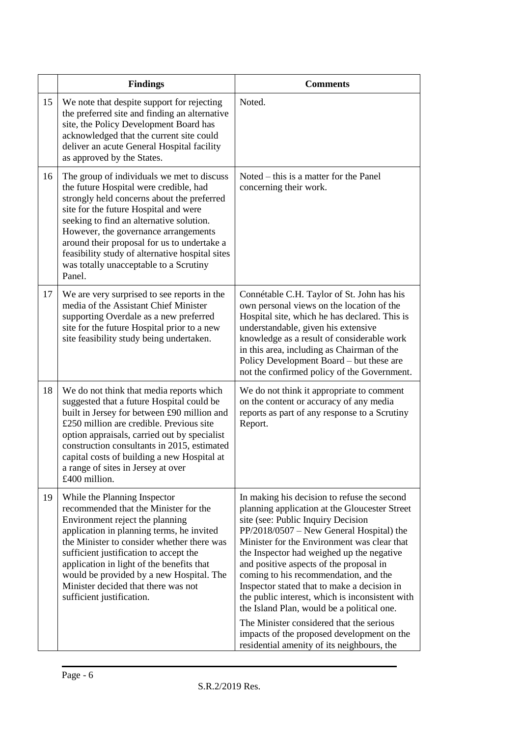| | Findings | Comments |
|---|---|---|
| 15 | We note that despite support for rejecting the preferred site and finding an alternative site, the Policy Development Board has acknowledged that the current site could deliver an acute General Hospital facility as approved by the States. | Noted. |
| 16 | The group of individuals we met to discuss the future Hospital were credible, had strongly held concerns about the preferred site for the future Hospital and were seeking to find an alternative solution. However, the governance arrangements around their proposal for us to undertake a feasibility study of alternative hospital sites was totally unacceptable to a Scrutiny Panel. | Noted – this is a matter for the Panel concerning their work. |
| 17 | We are very surprised to see reports in the media of the Assistant Chief Minister supporting Overdale as a new preferred site for the future Hospital prior to a new site feasibility study being undertaken. | Connétable C.H. Taylor of St. John has his own personal views on the location of the Hospital site, which he has declared. This is understandable, given his extensive knowledge as a result of considerable work in this area, including as Chairman of the Policy Development Board – but these are not the confirmed policy of the Government. |
| 18 | We do not think that media reports which suggested that a future Hospital could be built in Jersey for between £90 million and £250 million are credible. Previous site option appraisals, carried out by specialist construction consultants in 2015, estimated capital costs of building a new Hospital at a range of sites in Jersey at over £400 million. | We do not think it appropriate to comment on the content or accuracy of any media reports as part of any response to a Scrutiny Report. |
| 19 | While the Planning Inspector recommended that the Minister for the Environment reject the planning application in planning terms, he invited the Minister to consider whether there was sufficient justification to accept the application in light of the benefits that would be provided by a new Hospital. The Minister decided that there was not sufficient justification. | In making his decision to refuse the second planning application at the Gloucester Street site (see: Public Inquiry Decision PP/2018/0507 – New General Hospital) the Minister for the Environment was clear that the Inspector had weighed up the negative and positive aspects of the proposal in coming to his recommendation, and the Inspector stated that to make a decision in the public interest, which is inconsistent with the Island Plan, would be a political one.<br><br>The Minister considered that the serious impacts of the proposed development on the residential amenity of its neighbours, the |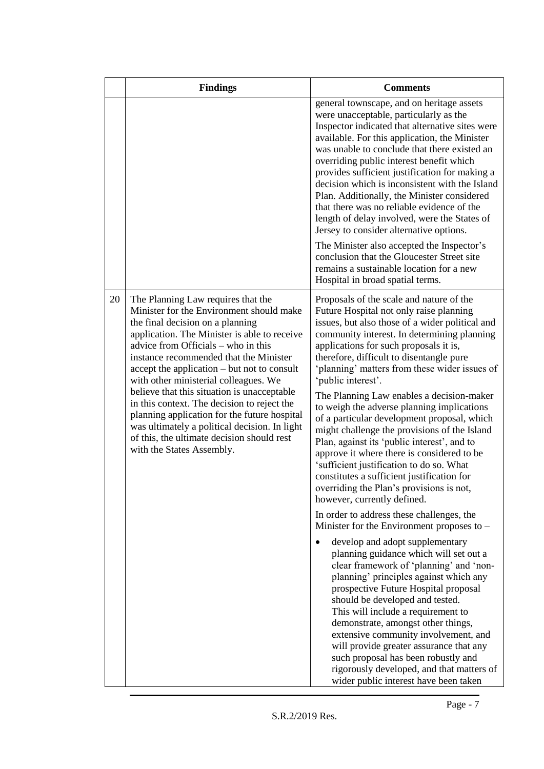|  | Findings | Comments |
|---|---|---|
|  |  | general townscape, and on heritage assets were unacceptable, particularly as the Inspector indicated that alternative sites were available. For this application, the Minister was unable to conclude that there existed an overriding public interest benefit which provides sufficient justification for making a decision which is inconsistent with the Island Plan. Additionally, the Minister considered that there was no reliable evidence of the length of delay involved, were the States of Jersey to consider alternative options.<br><br>The Minister also accepted the Inspector's conclusion that the Gloucester Street site remains a sustainable location for a new Hospital in broad spatial terms. |
| 20 | The Planning Law requires that the Minister for the Environment should make the final decision on a planning application. The Minister is able to receive advice from Officials – who in this instance recommended that the Minister accept the application – but not to consult with other ministerial colleagues. We believe that this situation is unacceptable in this context. The decision to reject the planning application for the future hospital was ultimately a political decision. In light of this, the ultimate decision should rest with the States Assembly. | Proposals of the scale and nature of the Future Hospital not only raise planning issues, but also those of a wider political and community interest. In determining planning applications for such proposals it is, therefore, difficult to disentangle pure 'planning' matters from these wider issues of 'public interest'.<br><br>The Planning Law enables a decision-maker to weigh the adverse planning implications of a particular development proposal, which might challenge the provisions of the Island Plan, against its 'public interest', and to approve it where there is considered to be 'sufficient justification to do so. What constitutes a sufficient justification for overriding the Plan's provisions is not, however, currently defined.<br><br>In order to address these challenges, the Minister for the Environment proposes to –<br><br>• develop and adopt supplementary planning guidance which will set out a clear framework of 'planning' and 'non-planning' principles against which any prospective Future Hospital proposal should be developed and tested. This will include a requirement to demonstrate, amongst other things, extensive community involvement, and will provide greater assurance that any such proposal has been robustly and rigorously developed, and that matters of wider public interest have been taken |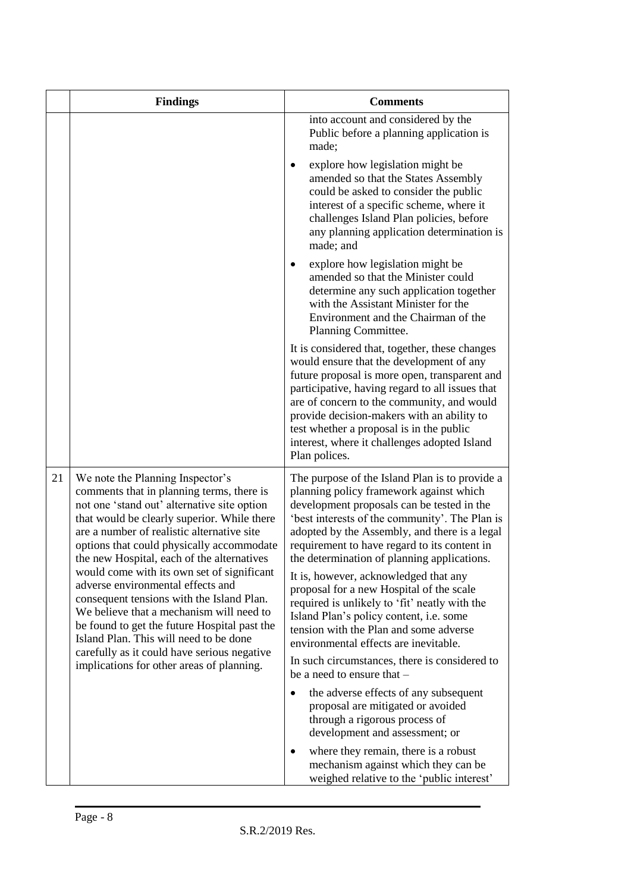| | Findings | Comments |
|---|---|---|
| | | into account and considered by the Public before a planning application is made;<br><br>• explore how legislation might be amended so that the States Assembly could be asked to consider the public interest of a specific scheme, where it challenges Island Plan policies, before any planning application determination is made; and<br><br>• explore how legislation might be amended so that the Minister could determine any such application together with the Assistant Minister for the Environment and the Chairman of the Planning Committee.<br><br>It is considered that, together, these changes would ensure that the development of any future proposal is more open, transparent and participative, having regard to all issues that are of concern to the community, and would provide decision-makers with an ability to test whether a proposal is in the public interest, where it challenges adopted Island Plan polices. |
| 21 | We note the Planning Inspector's comments that in planning terms, there is not one 'stand out' alternative site option that would be clearly superior. While there are a number of realistic alternative site options that could physically accommodate the new Hospital, each of the alternatives would come with its own set of significant adverse environmental effects and consequent tensions with the Island Plan. We believe that a mechanism will need to be found to get the future Hospital past the Island Plan. This will need to be done carefully as it could have serious negative implications for other areas of planning. | The purpose of the Island Plan is to provide a planning policy framework against which development proposals can be tested in the 'best interests of the community'. The Plan is adopted by the Assembly, and there is a legal requirement to have regard to its content in the determination of planning applications.<br><br>It is, however, acknowledged that any proposal for a new Hospital of the scale required is unlikely to 'fit' neatly with the Island Plan's policy content, i.e. some tension with the Plan and some adverse environmental effects are inevitable.<br><br>In such circumstances, there is considered to be a need to ensure that –<br><br>• the adverse effects of any subsequent proposal are mitigated or avoided through a rigorous process of development and assessment; or<br><br>• where they remain, there is a robust mechanism against which they can be weighed relative to the 'public interest' |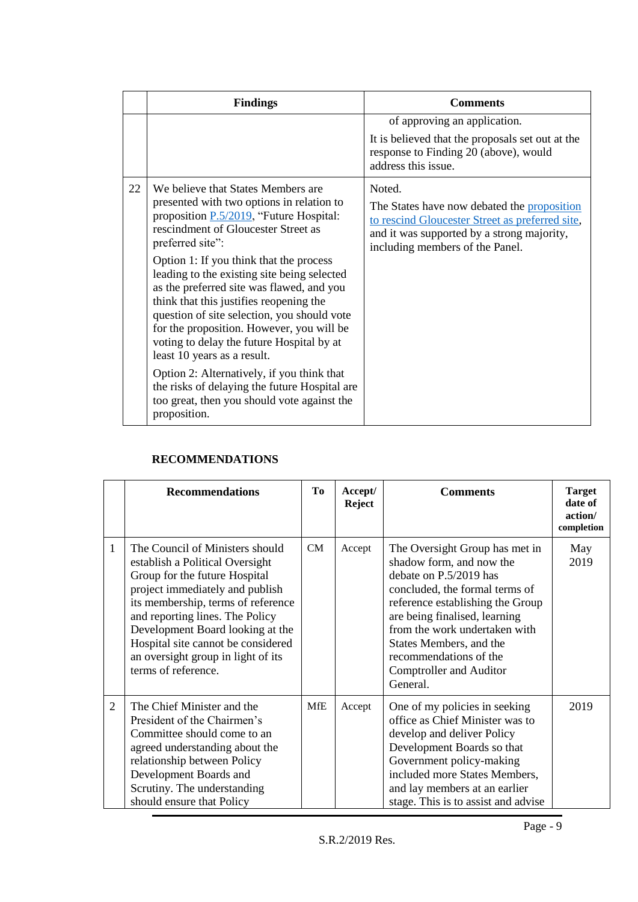| | Findings | Comments |
|---|---|---|
| | | of approving an application. It is believed that the proposals set out at the response to Finding 20 (above), would address this issue. |
| 22 | We believe that States Members are presented with two options in relation to proposition [P.5/2019](), "Future Hospital: rescindment of Gloucester Street as preferred site": Option 1: If you think that the process leading to the existing site being selected as the preferred site was flawed, and you think that this justifies reopening the question of site selection, you should vote for the proposition. However, you will be voting to delay the future Hospital by at least 10 years as a result. Option 2: Alternatively, if you think that the risks of delaying the future Hospital are too great, then you should vote against the proposition. | Noted. The States have now debated the [proposition to rescind Gloucester Street as preferred site](), and it was supported by a strong majority, including members of the Panel. |

**RECOMMENDATIONS**

| | Recommendations | To | Accept/ Reject | Comments | Target date of action/ completion |
|---|---|---|---|---|---|
| 1 | The Council of Ministers should establish a Political Oversight Group for the future Hospital project immediately and publish its membership, terms of reference and reporting lines. The Policy Development Board looking at the Hospital site cannot be considered an oversight group in light of its terms of reference. | CM | Accept | The Oversight Group has met in shadow form, and now the debate on P.5/2019 has concluded, the formal terms of reference establishing the Group are being finalised, learning from the work undertaken with States Members, and the recommendations of the Comptroller and Auditor General. | May 2019 |
| 2 | The Chief Minister and the President of the Chairmen's Committee should come to an agreed understanding about the relationship between Policy Development Boards and Scrutiny. The understanding should ensure that Policy | MfE | Accept | One of my policies in seeking office as Chief Minister was to develop and deliver Policy Development Boards so that Government policy-making included more States Members, and lay members at an earlier stage. This is to assist and advise | 2019 |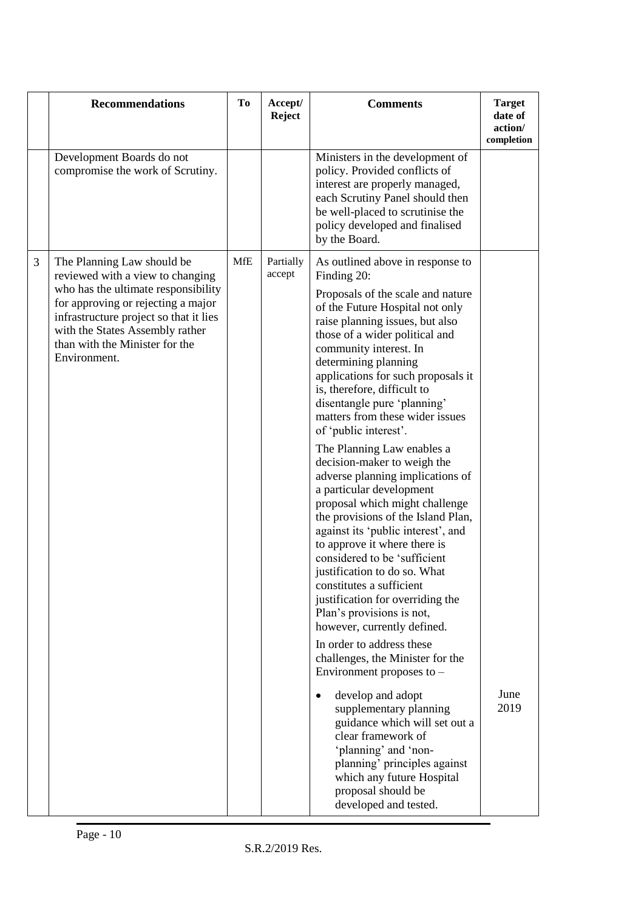| | Recommendations | To | Accept/ Reject | Comments | Target date of action/ completion |
|---|---|---|---|---|---|
| | Development Boards do not compromise the work of Scrutiny. | | | Ministers in the development of policy. Provided conflicts of interest are properly managed, each Scrutiny Panel should then be well-placed to scrutinise the policy developed and finalised by the Board. | |
| 3 | The Planning Law should be reviewed with a view to changing who has the ultimate responsibility for approving or rejecting a major infrastructure project so that it lies with the States Assembly rather than with the Minister for the Environment. | MfE | Partially accept | As outlined above in response to Finding 20:<br><br>Proposals of the scale and nature of the Future Hospital not only raise planning issues, but also those of a wider political and community interest. In determining planning applications for such proposals it is, therefore, difficult to disentangle pure 'planning' matters from these wider issues of 'public interest'.<br><br>The Planning Law enables a decision-maker to weigh the adverse planning implications of a particular development proposal which might challenge the provisions of the Island Plan, against its 'public interest', and to approve it where there is considered to be 'sufficient justification to do so. What constitutes a sufficient justification for overriding the Plan's provisions is not, however, currently defined.<br><br>In order to address these challenges, the Minister for the Environment proposes to –<br><br>• develop and adopt supplementary planning guidance which will set out a clear framework of 'planning' and 'non-planning' principles against which any future Hospital proposal should be developed and tested. | June 2019 |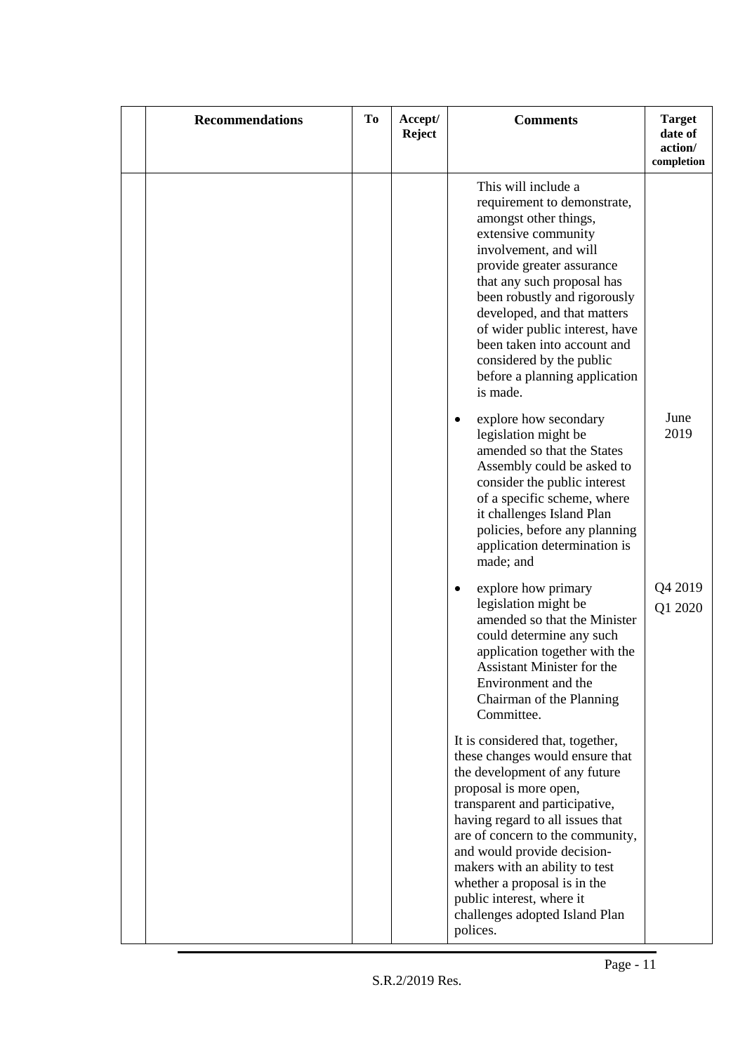| | Recommendations | To | Accept/ Reject | Comments | Target date of action/ completion |
|---|---|---|---|---|---|
| | | | | This will include a requirement to demonstrate, amongst other things, extensive community involvement, and will provide greater assurance that any such proposal has been robustly and rigorously developed, and that matters of wider public interest, have been taken into account and considered by the public before a planning application is made. | |
| | | | | • explore how secondary legislation might be amended so that the States Assembly could be asked to consider the public interest of a specific scheme, where it challenges Island Plan policies, before any planning application determination is made; and | June 2019 |
| | | | | • explore how primary legislation might be amended so that the Minister could determine any such application together with the Assistant Minister for the Environment and the Chairman of the Planning Committee. | Q4 2019<br>Q1 2020 |
| | | | | It is considered that, together, these changes would ensure that the development of any future proposal is more open, transparent and participative, having regard to all issues that are of concern to the community, and would provide decision-makers with an ability to test whether a proposal is in the public interest, where it challenges adopted Island Plan polices. | |

S.R.2/2019 Res.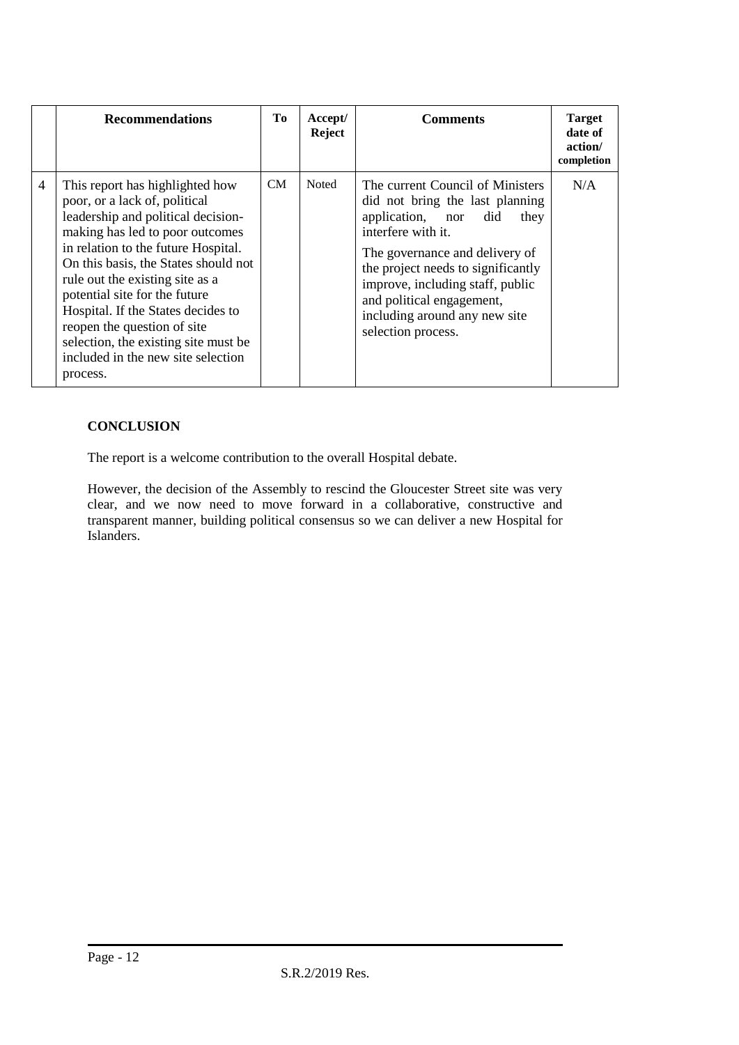| | Recommendations | To | Accept/ Reject | Comments | Target date of action/ completion |
|---|---|---|---|---|---|
| 4 | This report has highlighted how poor, or a lack of, political leadership and political decision-making has led to poor outcomes in relation to the future Hospital. On this basis, the States should not rule out the existing site as a potential site for the future Hospital. If the States decides to reopen the question of site selection, the existing site must be included in the new site selection process. | CM | Noted | The current Council of Ministers did not bring the last planning application, nor did they interfere with it. The governance and delivery of the project needs to significantly improve, including staff, public and political engagement, including around any new site selection process. | N/A |

**CONCLUSION**

The report is a welcome contribution to the overall Hospital debate.

However, the decision of the Assembly to rescind the Gloucester Street site was very clear, and we now need to move forward in a collaborative, constructive and transparent manner, building political consensus so we can deliver a new Hospital for Islanders.